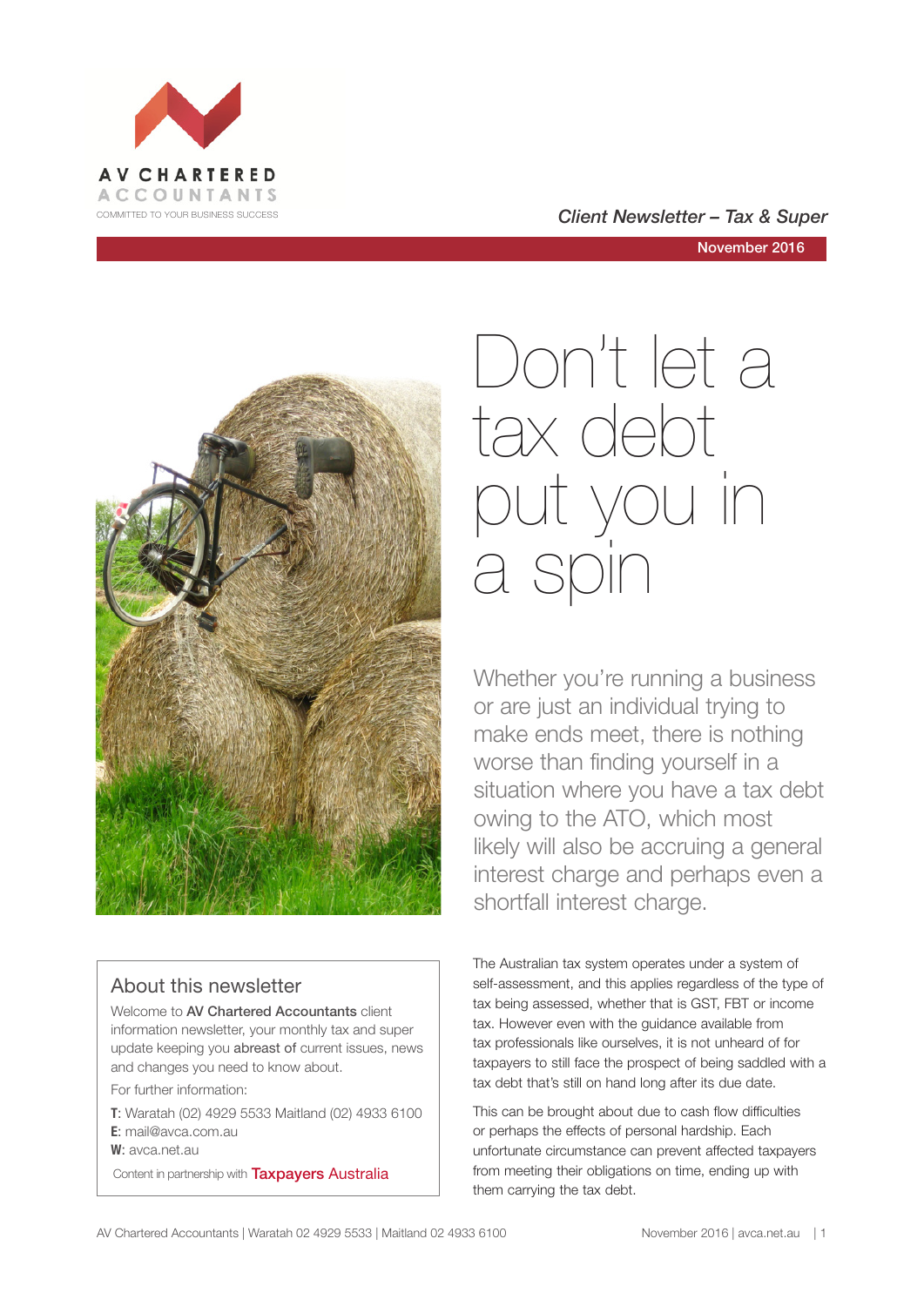AV CHARTERED ACCOUNTANTS

COMMITTED TO YOUR BUSINESS SUCCESS

*Client Newsletter – Tax & Super*

November 2016

# Don't let a tax debt put you in a spin

Whether you're running a business or are just an individual trying to make ends meet, there is nothing worse than finding yourself in a situation where you have a tax debt owing to the ATO, which most likely will also be accruing a general interest charge and perhaps even a shortfall interest charge.

The Australian tax system operates under a system of self-assessment, and this applies regardless of the type of tax being assessed, whether that is GST, FBT or income tax. However even with the guidance available from tax professionals like ourselves, it is not unheard of for taxpayers to still face the prospect of being saddled with a tax debt that's still on hand long after its due date.

This can be brought about due to cash flow difficulties or perhaps the effects of personal hardship. Each unfortunate circumstance can prevent affected taxpayers from meeting their obligations on time, ending up with them carrying the tax debt.

## About this newsletter

Welcome to **AV Chartered Accountants** client information newsletter, your monthly tax and super update keeping you **abreast of** current issues, news and changes you need to know about.

For further information:

**T**: Waratah (02) 4929 5533 Maitland (02) 4933 6100
**E**: mail@avca.com.au
**W**: avca.net.au

Content in partnership with Taxpayers Australia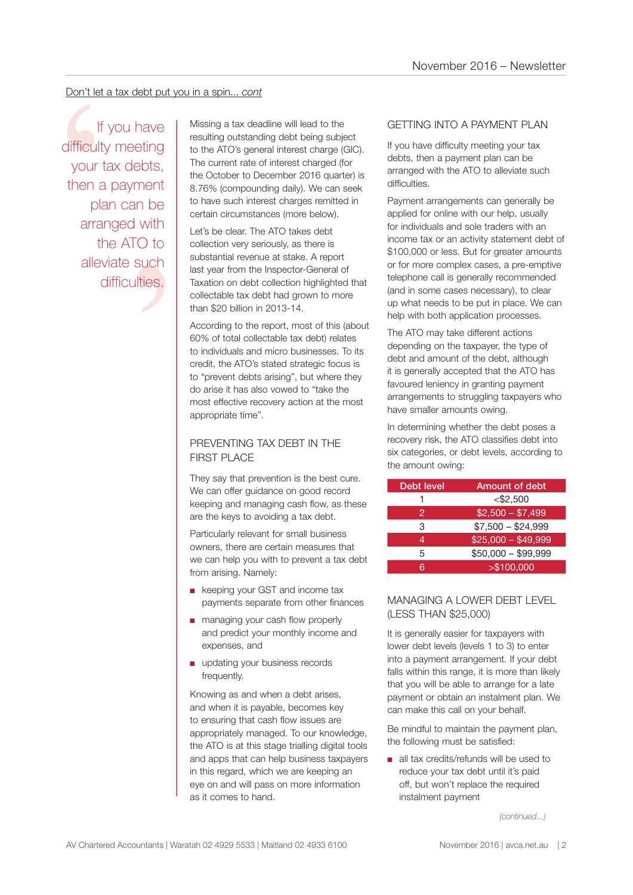Don't let a tax debt put you in a spin... *cont*

> If you have difficulty meeting your tax debts, then a payment plan can be arranged with the ATO to alleviate such difficulties.

Missing a tax deadline will lead to the resulting outstanding debt being subject to the ATO's general interest charge (GIC). The current rate of interest charged (for the October to December 2016 quarter) is 8.76% (compounding daily). We can seek to have such interest charges remitted in certain circumstances (more below).

Let's be clear. The ATO takes debt collection very seriously, as there is substantial revenue at stake. A report last year from the Inspector-General of Taxation on debt collection highlighted that collectable tax debt had grown to more than $20 billion in 2013-14.

According to the report, most of this (about 60% of total collectable tax debt) relates to individuals and micro businesses. To its credit, the ATO's stated strategic focus is to "prevent debts arising", but where they do arise it has also vowed to "take the most effective recovery action at the most appropriate time".

## PREVENTING TAX DEBT IN THE FIRST PLACE

They say that prevention is the best cure. We can offer guidance on good record keeping and managing cash flow, as these are the keys to avoiding a tax debt.

Particularly relevant for small business owners, there are certain measures that we can help you with to prevent a tax debt from arising. Namely:

- keeping your GST and income tax payments separate from other finances
- managing your cash flow properly and predict your monthly income and expenses, and
- updating your business records frequently.

Knowing as and when a debt arises, and when it is payable, becomes key to ensuring that cash flow issues are appropriately managed. To our knowledge, the ATO is at this stage trialling digital tools and apps that can help business taxpayers in this regard, which we are keeping an eye on and will pass on more information as it comes to hand.

## GETTING INTO A PAYMENT PLAN

If you have difficulty meeting your tax debts, then a payment plan can be arranged with the ATO to alleviate such difficulties.

Payment arrangements can generally be applied for online with our help, usually for individuals and sole traders with an income tax or an activity statement debt of $100,000 or less. But for greater amounts or for more complex cases, a pre-emptive telephone call is generally recommended (and in some cases necessary), to clear up what needs to be put in place. We can help with both application processes.

The ATO may take different actions depending on the taxpayer, the type of debt and amount of the debt, although it is generally accepted that the ATO has favoured leniency in granting payment arrangements to struggling taxpayers who have smaller amounts owing.

In determining whether the debt poses a recovery risk, the ATO classifies debt into six categories, or debt levels, according to the amount owing:

| Debt level | Amount of debt |
|---|---|
| 1 | <$2,500 |
| 2 | $2,500 – $7,499 |
| 3 | $7,500 – $24,999 |
| 4 | $25,000 – $49,999 |
| 5 | $50,000 – $99,999 |
| 6 | >$100,000 |

## MANAGING A LOWER DEBT LEVEL (LESS THAN $25,000)

It is generally easier for taxpayers with lower debt levels (levels 1 to 3) to enter into a payment arrangement. If your debt falls within this range, it is more than likely that you will be able to arrange for a late payment or obtain an instalment plan. We can make this call on your behalf.

Be mindful to maintain the payment plan, the following must be satisfied:

- all tax credits/refunds will be used to reduce your tax debt until it's paid off, but won't replace the required instalment payment

*(continued...)*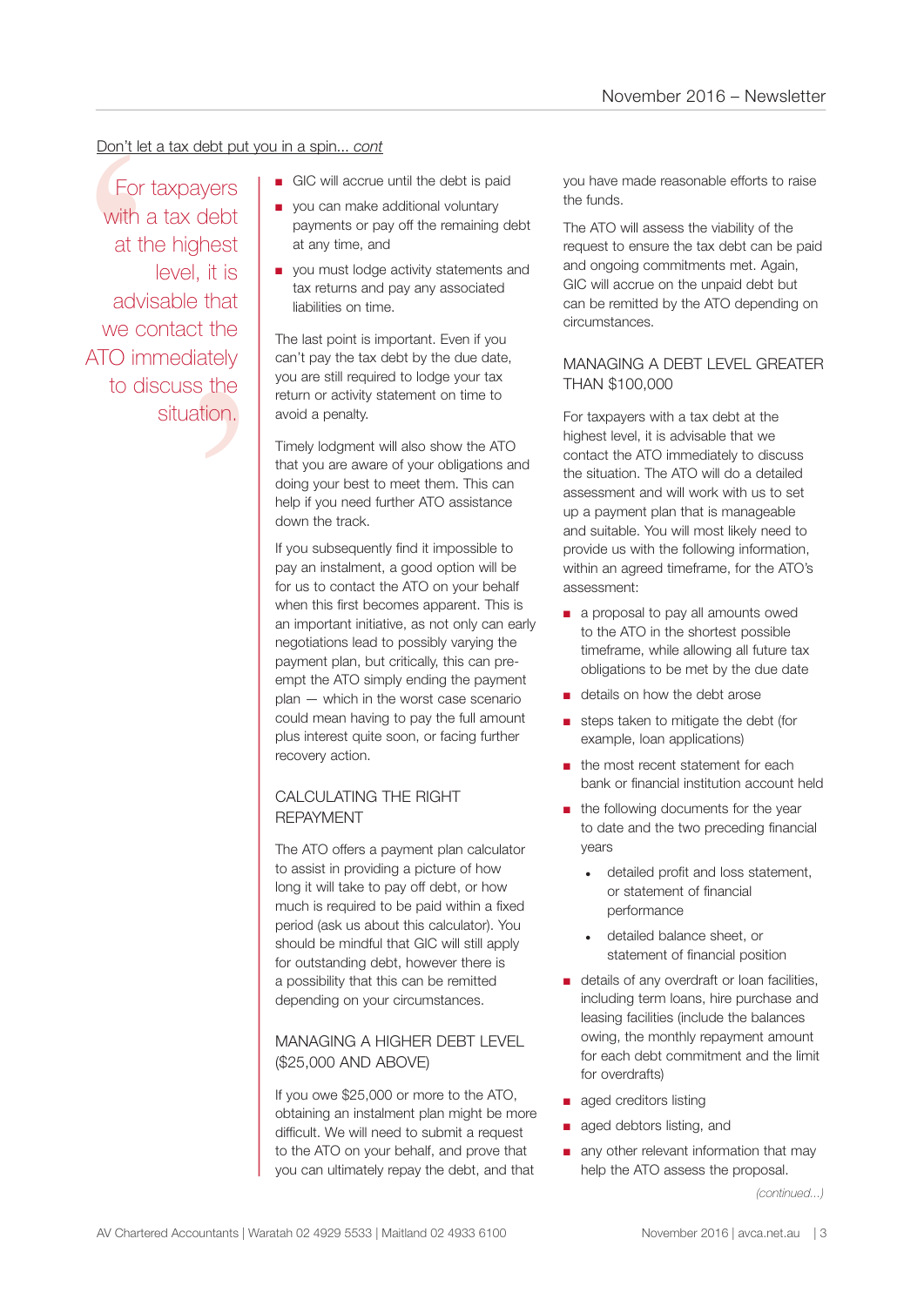Don't let a tax debt put you in a spin... *cont*

> For taxpayers with a tax debt at the highest level, it is advisable that we contact the ATO immediately to discuss the situation.

- GIC will accrue until the debt is paid
- you can make additional voluntary payments or pay off the remaining debt at any time, and
- you must lodge activity statements and tax returns and pay any associated liabilities on time.

The last point is important. Even if you can't pay the tax debt by the due date, you are still required to lodge your tax return or activity statement on time to avoid a penalty.

Timely lodgment will also show the ATO that you are aware of your obligations and doing your best to meet them. This can help if you need further ATO assistance down the track.

If you subsequently find it impossible to pay an instalment, a good option will be for us to contact the ATO on your behalf when this first becomes apparent. This is an important initiative, as not only can early negotiations lead to possibly varying the payment plan, but critically, this can pre-empt the ATO simply ending the payment plan — which in the worst case scenario could mean having to pay the full amount plus interest quite soon, or facing further recovery action.

## CALCULATING THE RIGHT REPAYMENT

The ATO offers a payment plan calculator to assist in providing a picture of how long it will take to pay off debt, or how much is required to be paid within a fixed period (ask us about this calculator). You should be mindful that GIC will still apply for outstanding debt, however there is a possibility that this can be remitted depending on your circumstances.

## MANAGING A HIGHER DEBT LEVEL ($25,000 AND ABOVE)

If you owe $25,000 or more to the ATO, obtaining an instalment plan might be more difficult. We will need to submit a request to the ATO on your behalf, and prove that you can ultimately repay the debt, and that you have made reasonable efforts to raise the funds.

The ATO will assess the viability of the request to ensure the tax debt can be paid and ongoing commitments met. Again, GIC will accrue on the unpaid debt but can be remitted by the ATO depending on circumstances.

## MANAGING A DEBT LEVEL GREATER THAN $100,000

For taxpayers with a tax debt at the highest level, it is advisable that we contact the ATO immediately to discuss the situation. The ATO will do a detailed assessment and will work with us to set up a payment plan that is manageable and suitable. You will most likely need to provide us with the following information, within an agreed timeframe, for the ATO's assessment:

- a proposal to pay all amounts owed to the ATO in the shortest possible timeframe, while allowing all future tax obligations to be met by the due date
- details on how the debt arose
- steps taken to mitigate the debt (for example, loan applications)
- the most recent statement for each bank or financial institution account held
- the following documents for the year to date and the two preceding financial years
  - detailed profit and loss statement, or statement of financial performance
  - detailed balance sheet, or statement of financial position
- details of any overdraft or loan facilities, including term loans, hire purchase and leasing facilities (include the balances owing, the monthly repayment amount for each debt commitment and the limit for overdrafts)
- aged creditors listing
- aged debtors listing, and
- any other relevant information that may help the ATO assess the proposal.

*(continued...)*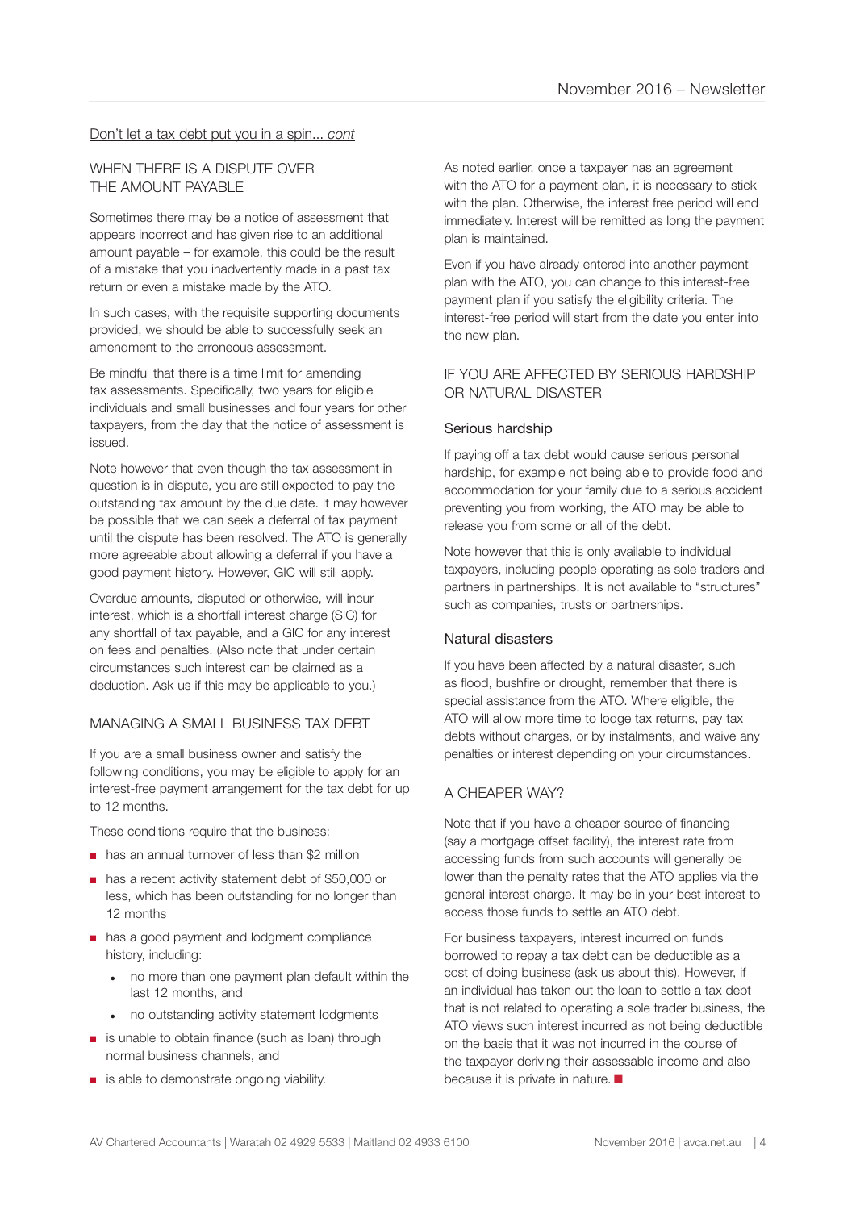Don't let a tax debt put you in a spin... *cont*

## WHEN THERE IS A DISPUTE OVER THE AMOUNT PAYABLE

Sometimes there may be a notice of assessment that appears incorrect and has given rise to an additional amount payable – for example, this could be the result of a mistake that you inadvertently made in a past tax return or even a mistake made by the ATO.

In such cases, with the requisite supporting documents provided, we should be able to successfully seek an amendment to the erroneous assessment.

Be mindful that there is a time limit for amending tax assessments. Specifically, two years for eligible individuals and small businesses and four years for other taxpayers, from the day that the notice of assessment is issued.

Note however that even though the tax assessment in question is in dispute, you are still expected to pay the outstanding tax amount by the due date. It may however be possible that we can seek a deferral of tax payment until the dispute has been resolved. The ATO is generally more agreeable about allowing a deferral if you have a good payment history. However, GIC will still apply.

Overdue amounts, disputed or otherwise, will incur interest, which is a shortfall interest charge (SIC) for any shortfall of tax payable, and a GIC for any interest on fees and penalties. (Also note that under certain circumstances such interest can be claimed as a deduction. Ask us if this may be applicable to you.)

## MANAGING A SMALL BUSINESS TAX DEBT

If you are a small business owner and satisfy the following conditions, you may be eligible to apply for an interest-free payment arrangement for the tax debt for up to 12 months.

These conditions require that the business:

- has an annual turnover of less than $2 million
- has a recent activity statement debt of $50,000 or less, which has been outstanding for no longer than 12 months
- has a good payment and lodgment compliance history, including:
  - no more than one payment plan default within the last 12 months, and
  - no outstanding activity statement lodgments
- is unable to obtain finance (such as loan) through normal business channels, and
- is able to demonstrate ongoing viability.

As noted earlier, once a taxpayer has an agreement with the ATO for a payment plan, it is necessary to stick with the plan. Otherwise, the interest free period will end immediately. Interest will be remitted as long the payment plan is maintained.

Even if you have already entered into another payment plan with the ATO, you can change to this interest-free payment plan if you satisfy the eligibility criteria. The interest-free period will start from the date you enter into the new plan.

## IF YOU ARE AFFECTED BY SERIOUS HARDSHIP OR NATURAL DISASTER

### Serious hardship

If paying off a tax debt would cause serious personal hardship, for example not being able to provide food and accommodation for your family due to a serious accident preventing you from working, the ATO may be able to release you from some or all of the debt.

Note however that this is only available to individual taxpayers, including people operating as sole traders and partners in partnerships. It is not available to "structures" such as companies, trusts or partnerships.

### Natural disasters

If you have been affected by a natural disaster, such as flood, bushfire or drought, remember that there is special assistance from the ATO. Where eligible, the ATO will allow more time to lodge tax returns, pay tax debts without charges, or by instalments, and waive any penalties or interest depending on your circumstances.

## A CHEAPER WAY?

Note that if you have a cheaper source of financing (say a mortgage offset facility), the interest rate from accessing funds from such accounts will generally be lower than the penalty rates that the ATO applies via the general interest charge. It may be in your best interest to access those funds to settle an ATO debt.

For business taxpayers, interest incurred on funds borrowed to repay a tax debt can be deductible as a cost of doing business (ask us about this). However, if an individual has taken out the loan to settle a tax debt that is not related to operating a sole trader business, the ATO views such interest incurred as not being deductible on the basis that it was not incurred in the course of the taxpayer deriving their assessable income and also because it is private in nature. ■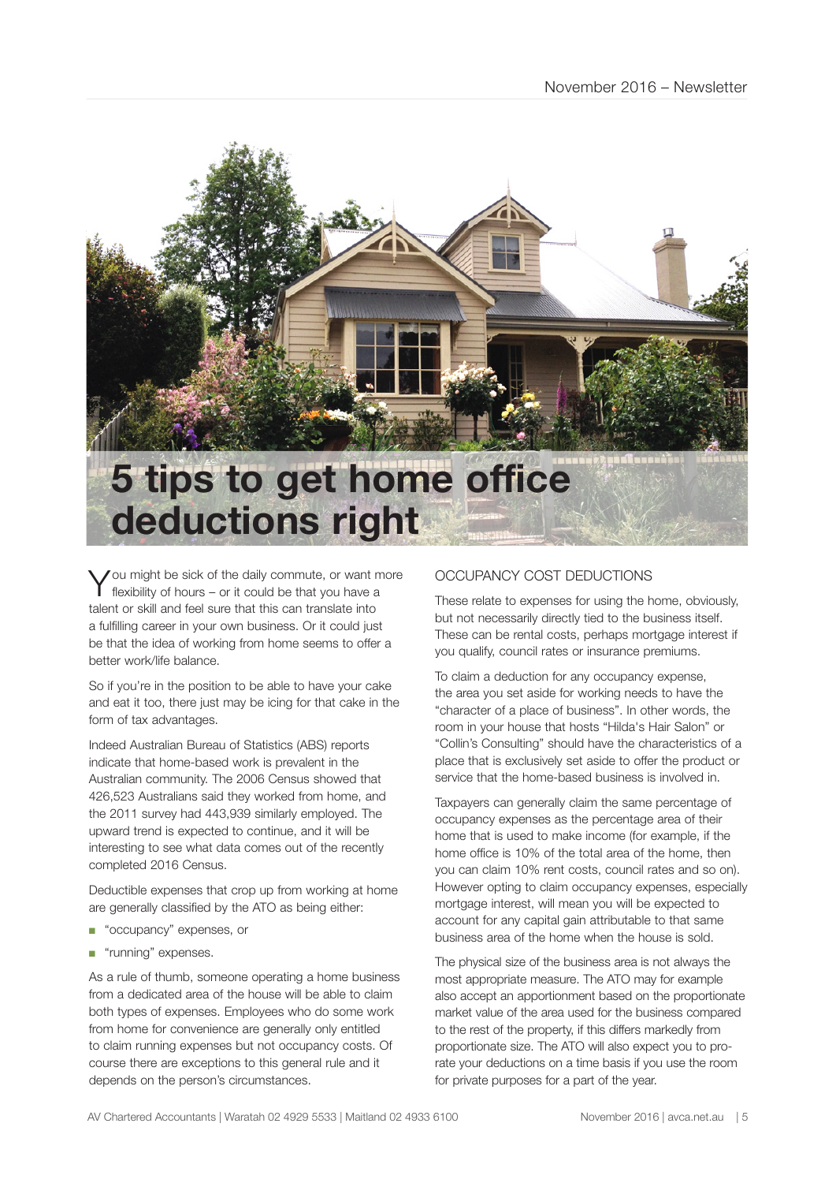# 5 tips to get home office deductions right

You might be sick of the daily commute, or want more flexibility of hours – or it could be that you have a talent or skill and feel sure that this can translate into a fulfilling career in your own business. Or it could just be that the idea of working from home seems to offer a better work/life balance.

So if you're in the position to be able to have your cake and eat it too, there just may be icing for that cake in the form of tax advantages.

Indeed Australian Bureau of Statistics (ABS) reports indicate that home-based work is prevalent in the Australian community. The 2006 Census showed that 426,523 Australians said they worked from home, and the 2011 survey had 443,939 similarly employed. The upward trend is expected to continue, and it will be interesting to see what data comes out of the recently completed 2016 Census.

Deductible expenses that crop up from working at home are generally classified by the ATO as being either:

- "occupancy" expenses, or
- "running" expenses.

As a rule of thumb, someone operating a home business from a dedicated area of the house will be able to claim both types of expenses. Employees who do some work from home for convenience are generally only entitled to claim running expenses but not occupancy costs. Of course there are exceptions to this general rule and it depends on the person's circumstances.

## OCCUPANCY COST DEDUCTIONS

These relate to expenses for using the home, obviously, but not necessarily directly tied to the business itself. These can be rental costs, perhaps mortgage interest if you qualify, council rates or insurance premiums.

To claim a deduction for any occupancy expense, the area you set aside for working needs to have the "character of a place of business". In other words, the room in your house that hosts "Hilda's Hair Salon" or "Collin's Consulting" should have the characteristics of a place that is exclusively set aside to offer the product or service that the home-based business is involved in.

Taxpayers can generally claim the same percentage of occupancy expenses as the percentage area of their home that is used to make income (for example, if the home office is 10% of the total area of the home, then you can claim 10% rent costs, council rates and so on). However opting to claim occupancy expenses, especially mortgage interest, will mean you will be expected to account for any capital gain attributable to that same business area of the home when the house is sold.

The physical size of the business area is not always the most appropriate measure. The ATO may for example also accept an apportionment based on the proportionate market value of the area used for the business compared to the rest of the property, if this differs markedly from proportionate size. The ATO will also expect you to pro-rate your deductions on a time basis if you use the room for private purposes for a part of the year.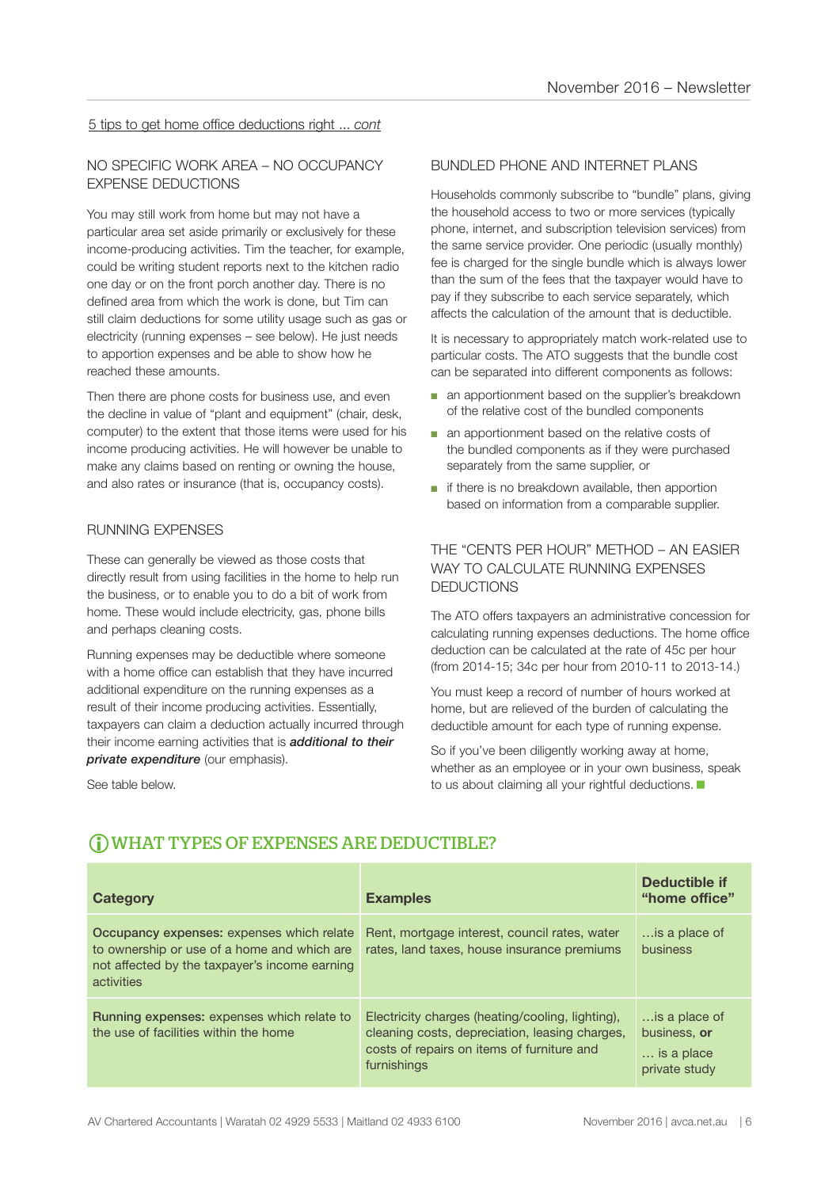5 tips to get home office deductions right ... *cont*

### NO SPECIFIC WORK AREA – NO OCCUPANCY EXPENSE DEDUCTIONS

You may still work from home but may not have a particular area set aside primarily or exclusively for these income-producing activities. Tim the teacher, for example, could be writing student reports next to the kitchen radio one day or on the front porch another day. There is no defined area from which the work is done, but Tim can still claim deductions for some utility usage such as gas or electricity (running expenses – see below). He just needs to apportion expenses and be able to show how he reached these amounts.

Then there are phone costs for business use, and even the decline in value of "plant and equipment" (chair, desk, computer) to the extent that those items were used for his income producing activities. He will however be unable to make any claims based on renting or owning the house, and also rates or insurance (that is, occupancy costs).

### RUNNING EXPENSES

These can generally be viewed as those costs that directly result from using facilities in the home to help run the business, or to enable you to do a bit of work from home. These would include electricity, gas, phone bills and perhaps cleaning costs.

Running expenses may be deductible where someone with a home office can establish that they have incurred additional expenditure on the running expenses as a result of their income producing activities. Essentially, taxpayers can claim a deduction actually incurred through their income earning activities that is ***additional to their private expenditure*** (our emphasis).

See table below.

### BUNDLED PHONE AND INTERNET PLANS

Households commonly subscribe to "bundle" plans, giving the household access to two or more services (typically phone, internet, and subscription television services) from the same service provider. One periodic (usually monthly) fee is charged for the single bundle which is always lower than the sum of the fees that the taxpayer would have to pay if they subscribe to each service separately, which affects the calculation of the amount that is deductible.

It is necessary to appropriately match work-related use to particular costs. The ATO suggests that the bundle cost can be separated into different components as follows:

- an apportionment based on the supplier's breakdown of the relative cost of the bundled components
- an apportionment based on the relative costs of the bundled components as if they were purchased separately from the same supplier, or
- if there is no breakdown available, then apportion based on information from a comparable supplier.

### THE "CENTS PER HOUR" METHOD – AN EASIER WAY TO CALCULATE RUNNING EXPENSES DEDUCTIONS

The ATO offers taxpayers an administrative concession for calculating running expenses deductions. The home office deduction can be calculated at the rate of 45c per hour (from 2014-15; 34c per hour from 2010-11 to 2013-14.)

You must keep a record of number of hours worked at home, but are relieved of the burden of calculating the deductible amount for each type of running expense.

So if you've been diligently working away at home, whether as an employee or in your own business, speak to us about claiming all your rightful deductions.

## WHAT TYPES OF EXPENSES ARE DEDUCTIBLE?

| Category | Examples | Deductible if "home office" |
|---|---|---|
| **Occupancy expenses:** expenses which relate to ownership or use of a home and which are not affected by the taxpayer's income earning activities | Rent, mortgage interest, council rates, water rates, land taxes, house insurance premiums | …is a place of business |
| **Running expenses:** expenses which relate to the use of facilities within the home | Electricity charges (heating/cooling, lighting), cleaning costs, depreciation, leasing charges, costs of repairs on items of furniture and furnishings | …is a place of business, **or** … is a place private study |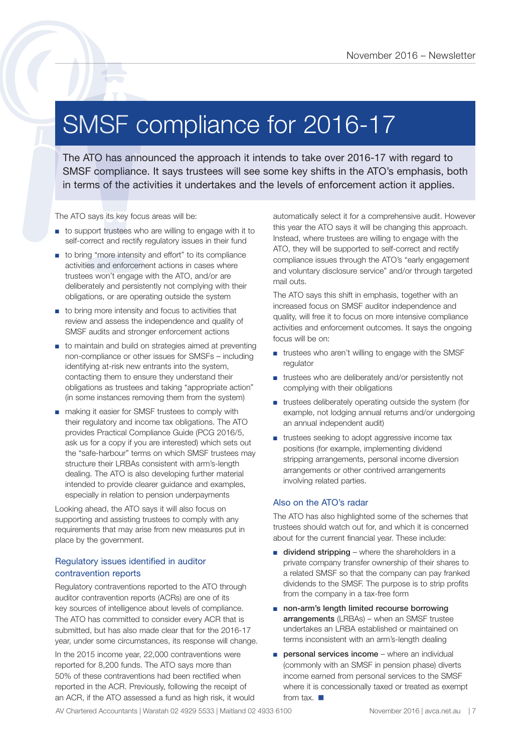# SMSF compliance for 2016-17

The ATO has announced the approach it intends to take over 2016-17 with regard to SMSF compliance. It says trustees will see some key shifts in the ATO's emphasis, both in terms of the activities it undertakes and the levels of enforcement action it applies.

The ATO says its key focus areas will be:

- to support trustees who are willing to engage with it to self-correct and rectify regulatory issues in their fund
- to bring "more intensity and effort" to its compliance activities and enforcement actions in cases where trustees won't engage with the ATO, and/or are deliberately and persistently not complying with their obligations, or are operating outside the system
- to bring more intensity and focus to activities that review and assess the independence and quality of SMSF audits and stronger enforcement actions
- to maintain and build on strategies aimed at preventing non-compliance or other issues for SMSFs – including identifying at-risk new entrants into the system, contacting them to ensure they understand their obligations as trustees and taking "appropriate action" (in some instances removing them from the system)
- making it easier for SMSF trustees to comply with their regulatory and income tax obligations. The ATO provides Practical Compliance Guide (PCG 2016/5, ask us for a copy if you are interested) which sets out the "safe-harbour" terms on which SMSF trustees may structure their LRBAs consistent with arm's-length dealing. The ATO is also developing further material intended to provide clearer guidance and examples, especially in relation to pension underpayments

Looking ahead, the ATO says it will also focus on supporting and assisting trustees to comply with any requirements that may arise from new measures put in place by the government.

## Regulatory issues identified in auditor contravention reports

Regulatory contraventions reported to the ATO through auditor contravention reports (ACRs) are one of its key sources of intelligence about levels of compliance. The ATO has committed to consider every ACR that is submitted, but has also made clear that for the 2016-17 year, under some circumstances, its response will change.

In the 2015 income year, 22,000 contraventions were reported for 8,200 funds. The ATO says more than 50% of these contraventions had been rectified when reported in the ACR. Previously, following the receipt of an ACR, if the ATO assessed a fund as high risk, it would automatically select it for a comprehensive audit. However this year the ATO says it will be changing this approach. Instead, where trustees are willing to engage with the ATO, they will be supported to self-correct and rectify compliance issues through the ATO's "early engagement and voluntary disclosure service" and/or through targeted mail outs.

The ATO says this shift in emphasis, together with an increased focus on SMSF auditor independence and quality, will free it to focus on more intensive compliance activities and enforcement outcomes. It says the ongoing focus will be on:

- trustees who aren't willing to engage with the SMSF regulator
- trustees who are deliberately and/or persistently not complying with their obligations
- trustees deliberately operating outside the system (for example, not lodging annual returns and/or undergoing an annual independent audit)
- trustees seeking to adopt aggressive income tax positions (for example, implementing dividend stripping arrangements, personal income diversion arrangements or other contrived arrangements involving related parties.

## Also on the ATO's radar

The ATO has also highlighted some of the schemes that trustees should watch out for, and which it is concerned about for the current financial year. These include:

- **dividend stripping** – where the shareholders in a private company transfer ownership of their shares to a related SMSF so that the company can pay franked dividends to the SMSF. The purpose is to strip profits from the company in a tax-free form
- **non-arm's length limited recourse borrowing arrangements** (LRBAs) – when an SMSF trustee undertakes an LRBA established or maintained on terms inconsistent with an arm's-length dealing
- **personal services income** – where an individual (commonly with an SMSF in pension phase) diverts income earned from personal services to the SMSF where it is concessionally taxed or treated as exempt from tax. ■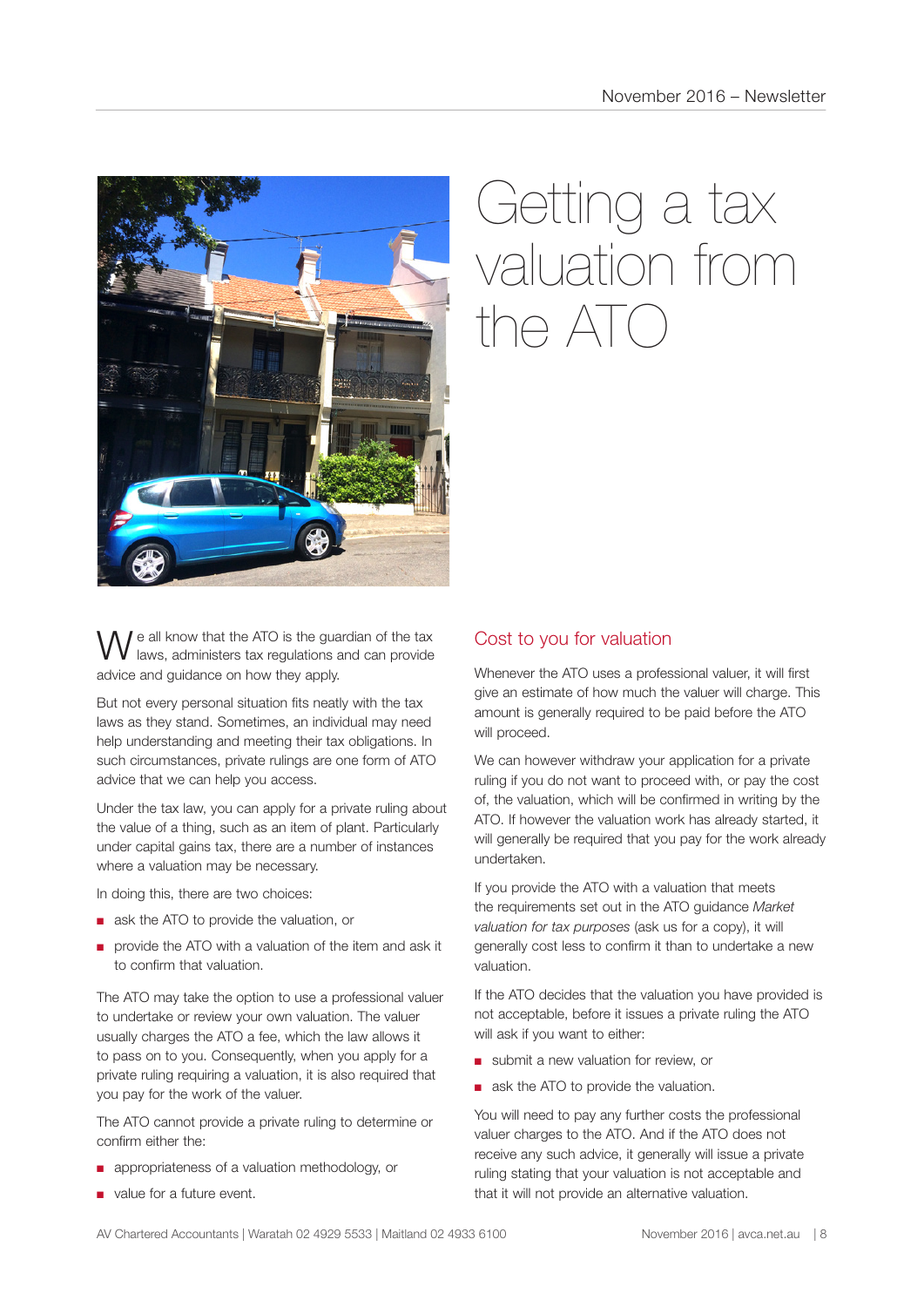# Getting a tax valuation from the ATO

We all know that the ATO is the guardian of the tax laws, administers tax regulations and can provide advice and guidance on how they apply.

But not every personal situation fits neatly with the tax laws as they stand. Sometimes, an individual may need help understanding and meeting their tax obligations. In such circumstances, private rulings are one form of ATO advice that we can help you access.

Under the tax law, you can apply for a private ruling about the value of a thing, such as an item of plant. Particularly under capital gains tax, there are a number of instances where a valuation may be necessary.

In doing this, there are two choices:

- ask the ATO to provide the valuation, or
- provide the ATO with a valuation of the item and ask it to confirm that valuation.

The ATO may take the option to use a professional valuer to undertake or review your own valuation. The valuer usually charges the ATO a fee, which the law allows it to pass on to you. Consequently, when you apply for a private ruling requiring a valuation, it is also required that you pay for the work of the valuer.

The ATO cannot provide a private ruling to determine or confirm either the:

- appropriateness of a valuation methodology, or
- value for a future event.

## Cost to you for valuation

Whenever the ATO uses a professional valuer, it will first give an estimate of how much the valuer will charge. This amount is generally required to be paid before the ATO will proceed.

We can however withdraw your application for a private ruling if you do not want to proceed with, or pay the cost of, the valuation, which will be confirmed in writing by the ATO. If however the valuation work has already started, it will generally be required that you pay for the work already undertaken.

If you provide the ATO with a valuation that meets the requirements set out in the ATO guidance *Market valuation for tax purposes* (ask us for a copy), it will generally cost less to confirm it than to undertake a new valuation.

If the ATO decides that the valuation you have provided is not acceptable, before it issues a private ruling the ATO will ask if you want to either:

- submit a new valuation for review, or
- ask the ATO to provide the valuation.

You will need to pay any further costs the professional valuer charges to the ATO. And if the ATO does not receive any such advice, it generally will issue a private ruling stating that your valuation is not acceptable and that it will not provide an alternative valuation.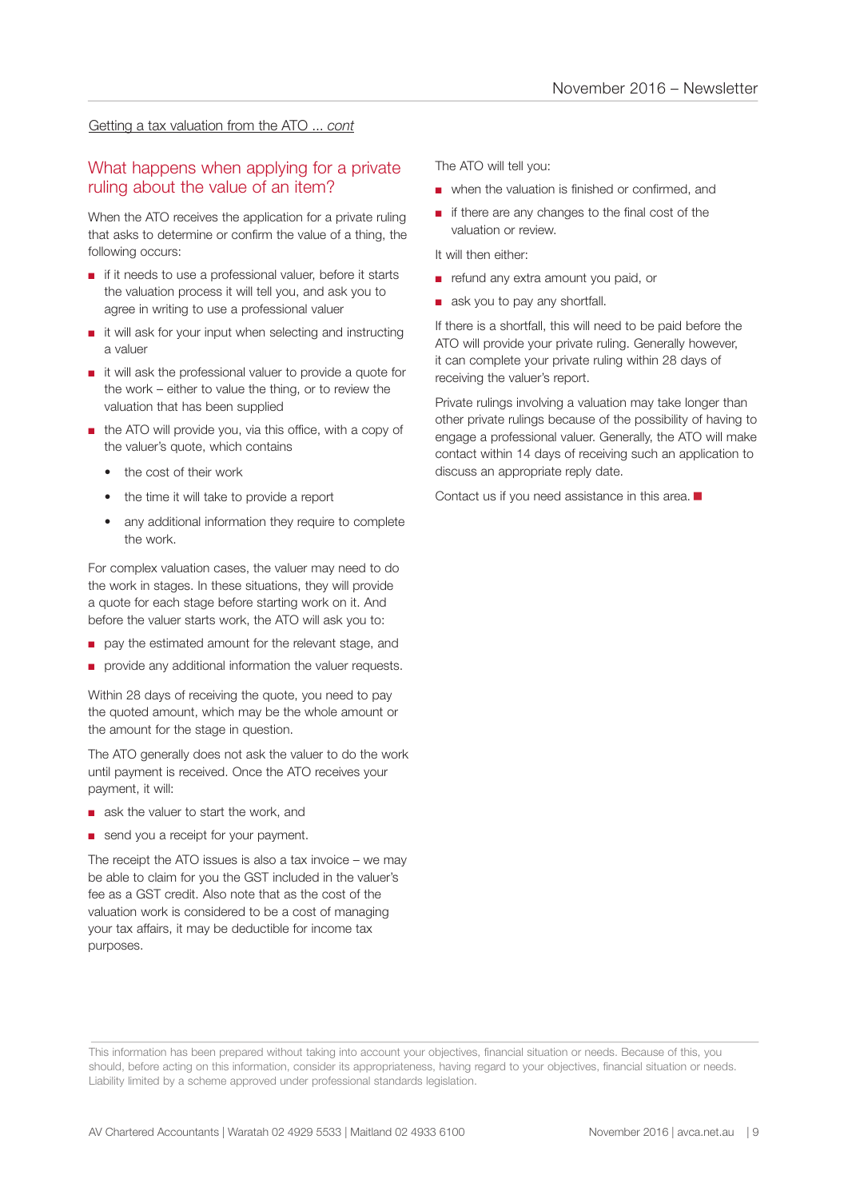Getting a tax valuation from the ATO ... *cont*

## What happens when applying for a private ruling about the value of an item?

When the ATO receives the application for a private ruling that asks to determine or confirm the value of a thing, the following occurs:

- if it needs to use a professional valuer, before it starts the valuation process it will tell you, and ask you to agree in writing to use a professional valuer
- it will ask for your input when selecting and instructing a valuer
- it will ask the professional valuer to provide a quote for the work – either to value the thing, or to review the valuation that has been supplied
- the ATO will provide you, via this office, with a copy of the valuer's quote, which contains
  - the cost of their work
  - the time it will take to provide a report
  - any additional information they require to complete the work.

For complex valuation cases, the valuer may need to do the work in stages. In these situations, they will provide a quote for each stage before starting work on it. And before the valuer starts work, the ATO will ask you to:

- pay the estimated amount for the relevant stage, and
- provide any additional information the valuer requests.

Within 28 days of receiving the quote, you need to pay the quoted amount, which may be the whole amount or the amount for the stage in question.

The ATO generally does not ask the valuer to do the work until payment is received. Once the ATO receives your payment, it will:

- ask the valuer to start the work, and
- send you a receipt for your payment.

The receipt the ATO issues is also a tax invoice – we may be able to claim for you the GST included in the valuer's fee as a GST credit. Also note that as the cost of the valuation work is considered to be a cost of managing your tax affairs, it may be deductible for income tax purposes.

The ATO will tell you:

- when the valuation is finished or confirmed, and
- if there are any changes to the final cost of the valuation or review.

It will then either:

- refund any extra amount you paid, or
- ask you to pay any shortfall.

If there is a shortfall, this will need to be paid before the ATO will provide your private ruling. Generally however, it can complete your private ruling within 28 days of receiving the valuer's report.

Private rulings involving a valuation may take longer than other private rulings because of the possibility of having to engage a professional valuer. Generally, the ATO will make contact within 14 days of receiving such an application to discuss an appropriate reply date.

Contact us if you need assistance in this area. ■

This information has been prepared without taking into account your objectives, financial situation or needs. Because of this, you should, before acting on this information, consider its appropriateness, having regard to your objectives, financial situation or needs. Liability limited by a scheme approved under professional standards legislation.